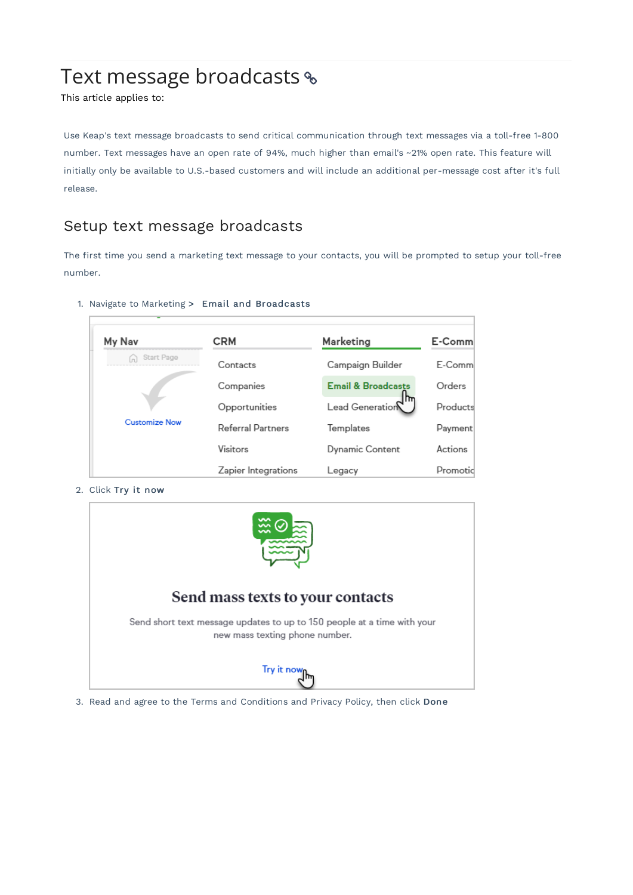# Text message broadcasts

This article applies to:

Use Keap's text message broadcasts to send critical communication through text messages via a toll-free 1-800 number. Text messages have an open rate of 94%, much higher than email's ~21% open rate. This feature will initially only be available to U.S.-based customers and will include an additional per-message cost after it's full release.

## Setup text message broadcasts

The first time you send a marketing text message to your contacts, you will be prompted to setup your toll-free number.

1. Navigate to Marketing > **Email and Broadcasts**
2. Click **Try it now**
3. Read and agree to the Terms and Conditions and Privacy Policy, then click **Done**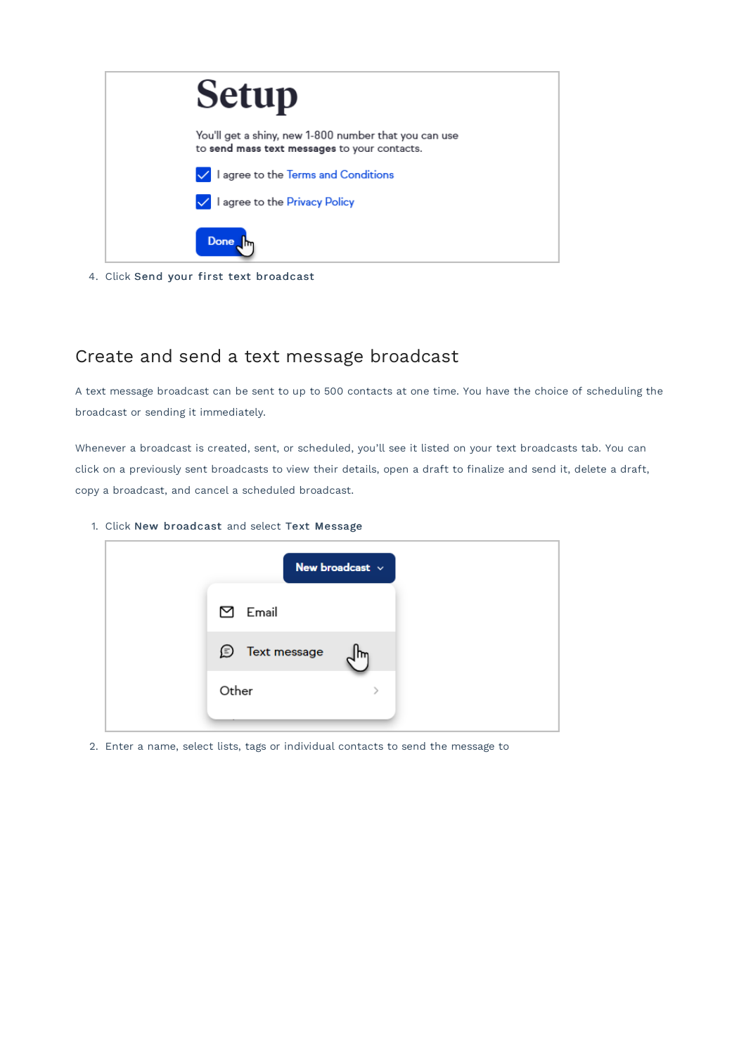4. Click **Send your first text broadcast**

## Create and send a text message broadcast

A text message broadcast can be sent to up to 500 contacts at one time. You have the choice of scheduling the broadcast or sending it immediately.

Whenever a broadcast is created, sent, or scheduled, you'll see it listed on your text broadcasts tab. You can click on a previously sent broadcasts to view their details, open a draft to finalize and send it, delete a draft, copy a broadcast, and cancel a scheduled broadcast.

1. Click **New broadcast** and select **Text Message**

2. Enter a name, select lists, tags or individual contacts to send the message to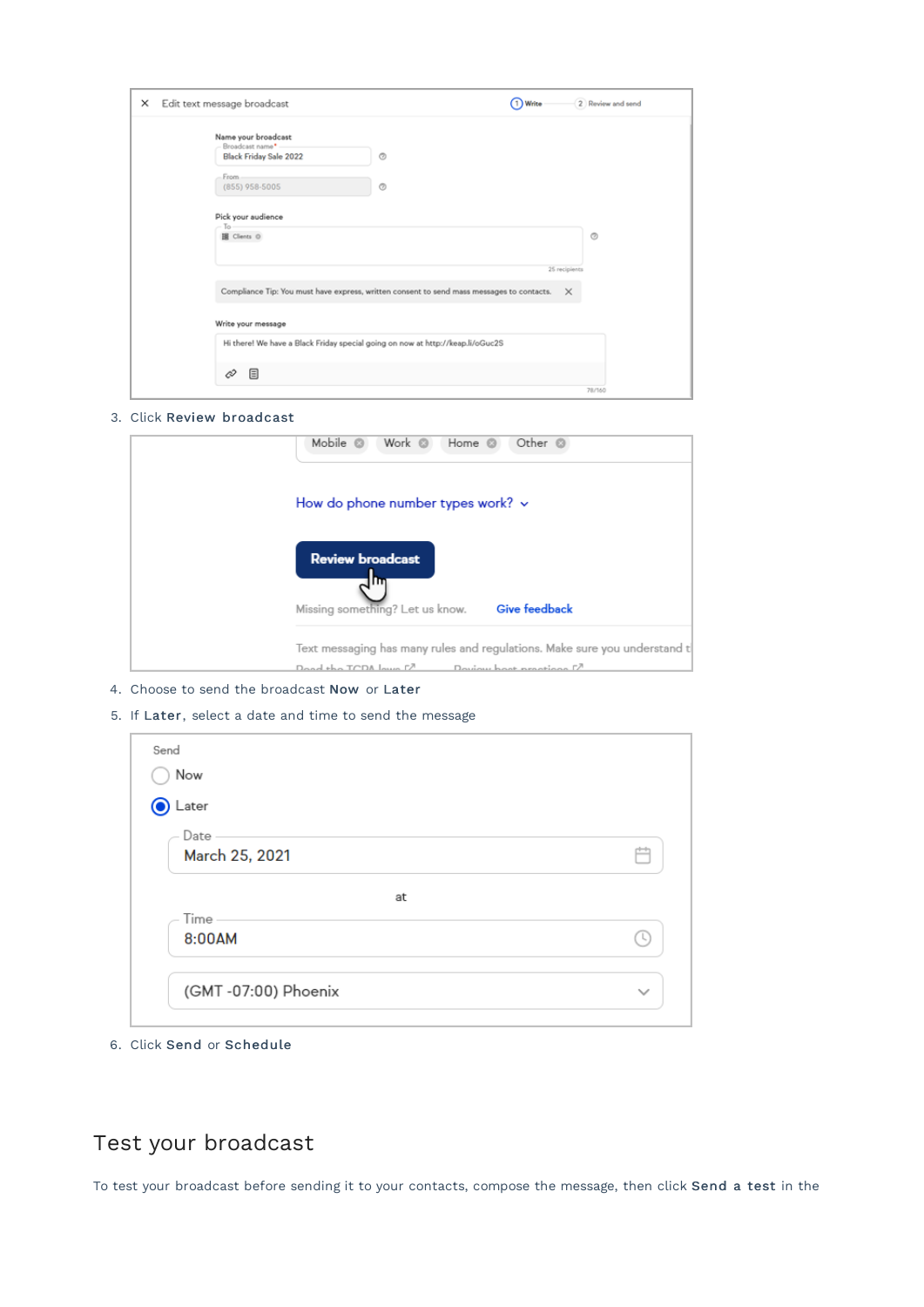3. Click **Review broadcast**
4. Choose to send the broadcast **Now** or **Later**
5. If **Later**, select a date and time to send the message
6. Click **Send** or **Schedule**

## Test your broadcast

To test your broadcast before sending it to your contacts, compose the message, then click **Send a test** in the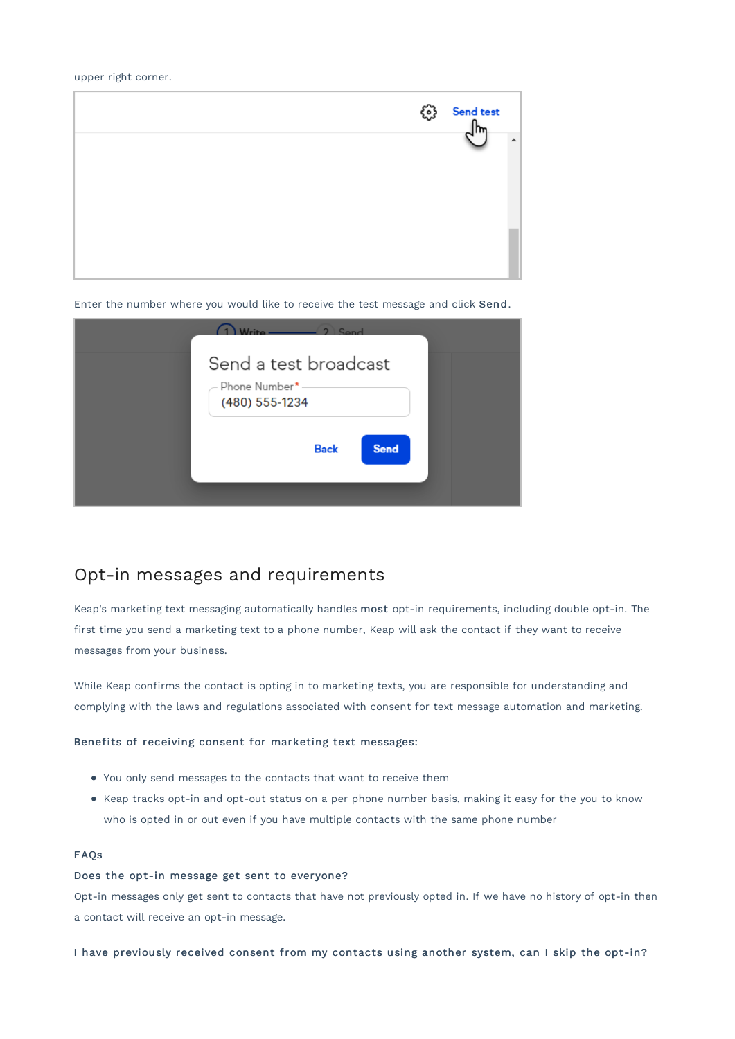upper right corner.

Enter the number where you would like to receive the test message and click **Send**.

## Opt-in messages and requirements

Keap's marketing text messaging automatically handles **most** opt-in requirements, including double opt-in. The first time you send a marketing text to a phone number, Keap will ask the contact if they want to receive messages from your business.

While Keap confirms the contact is opting in to marketing texts, you are responsible for understanding and complying with the laws and regulations associated with consent for text message automation and marketing.

**Benefits of receiving consent for marketing text messages:**

- You only send messages to the contacts that want to receive them
- Keap tracks opt-in and opt-out status on a per phone number basis, making it easy for the you to know who is opted in or out even if you have multiple contacts with the same phone number

FAQs

**Does the opt-in message get sent to everyone?**

Opt-in messages only get sent to contacts that have not previously opted in. If we have no history of opt-in then a contact will receive an opt-in message.

**I have previously received consent from my contacts using another system, can I skip the opt-in?**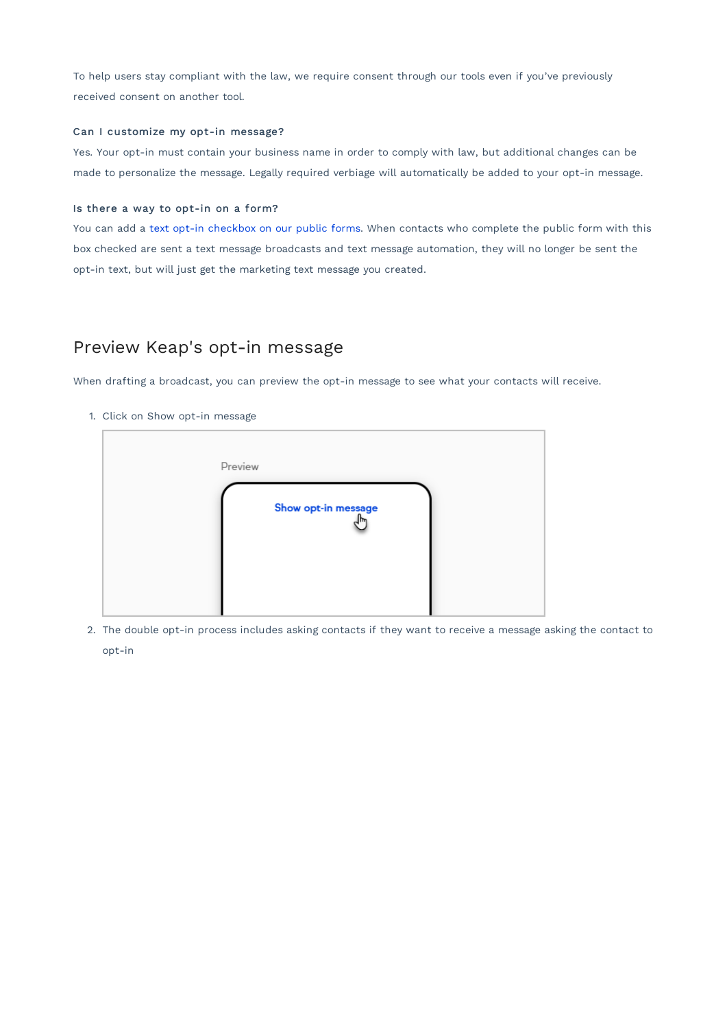To help users stay compliant with the law, we require consent through our tools even if you've previously received consent on another tool.

**Can I customize my opt-in message?**

Yes. Your opt-in must contain your business name in order to comply with law, but additional changes can be made to personalize the message. Legally required verbiage will automatically be added to your opt-in message.

**Is there a way to opt-in on a form?**

You can add a text opt-in checkbox on our public forms. When contacts who complete the public form with this box checked are sent a text message broadcasts and text message automation, they will no longer be sent the opt-in text, but will just get the marketing text message you created.

## Preview Keap's opt-in message

When drafting a broadcast, you can preview the opt-in message to see what your contacts will receive.

1. Click on Show opt-in message
2. The double opt-in process includes asking contacts if they want to receive a message asking the contact to opt-in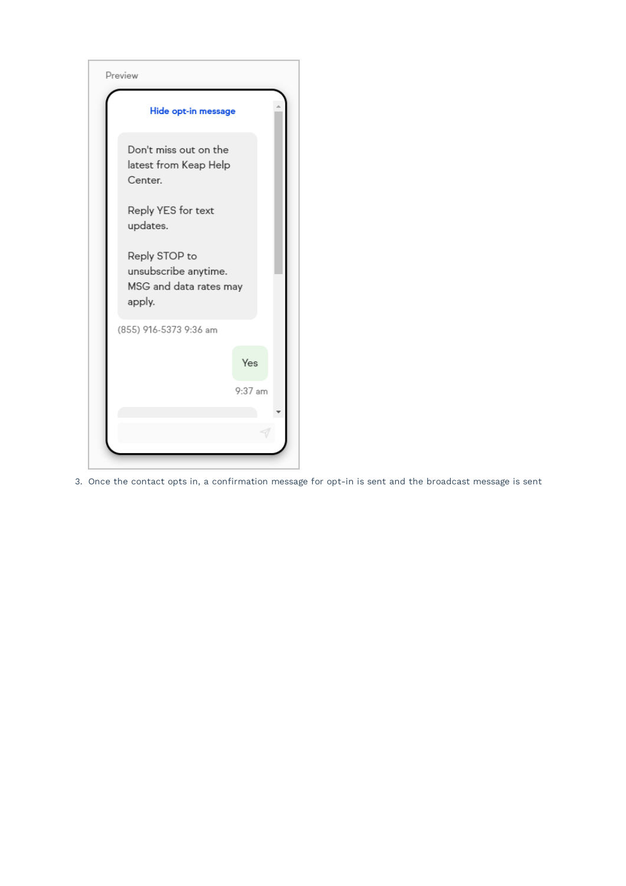Preview

Hide opt-in message

Don't miss out on the latest from Keap Help Center.

Reply YES for text updates.

Reply STOP to unsubscribe anytime. MSG and data rates may apply.

(855) 916-5373 9:36 am

Yes

9:37 am

3. Once the contact opts in, a confirmation message for opt-in is sent and the broadcast message is sent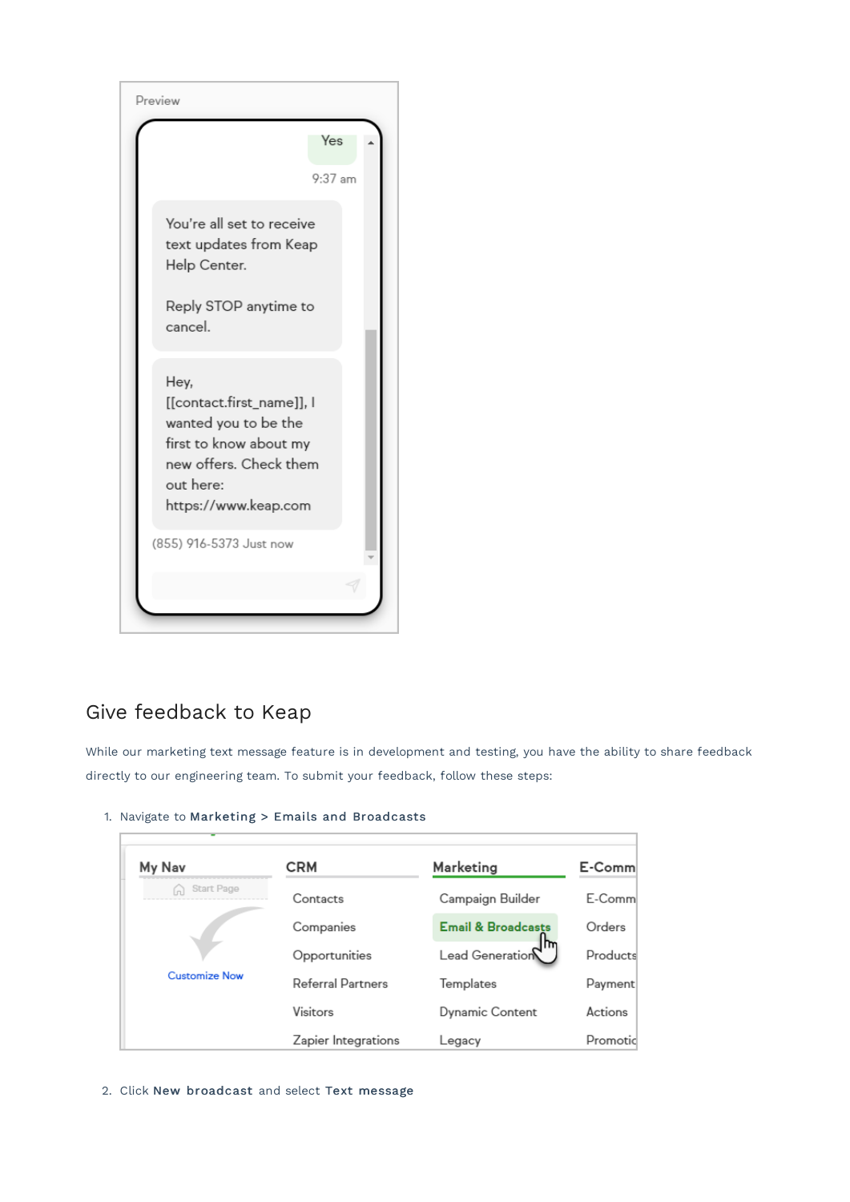## Give feedback to Keap

While our marketing text message feature is in development and testing, you have the ability to share feedback directly to our engineering team. To submit your feedback, follow these steps:

1. Navigate to **Marketing > Emails and Broadcasts**
2. Click **New broadcast** and select **Text message**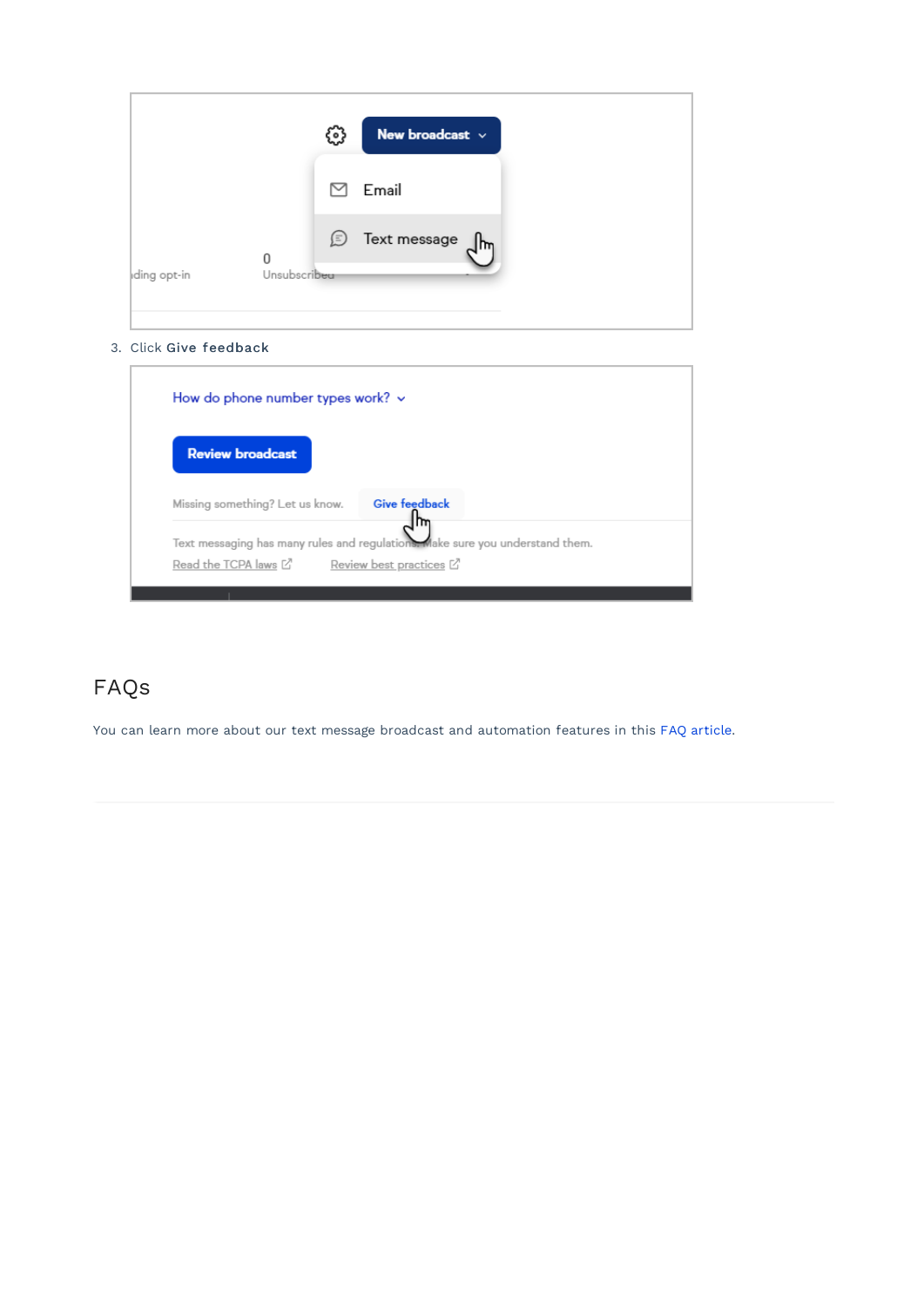3. Click **Give feedback**

## FAQs

You can learn more about our text message broadcast and automation features in this FAQ article.